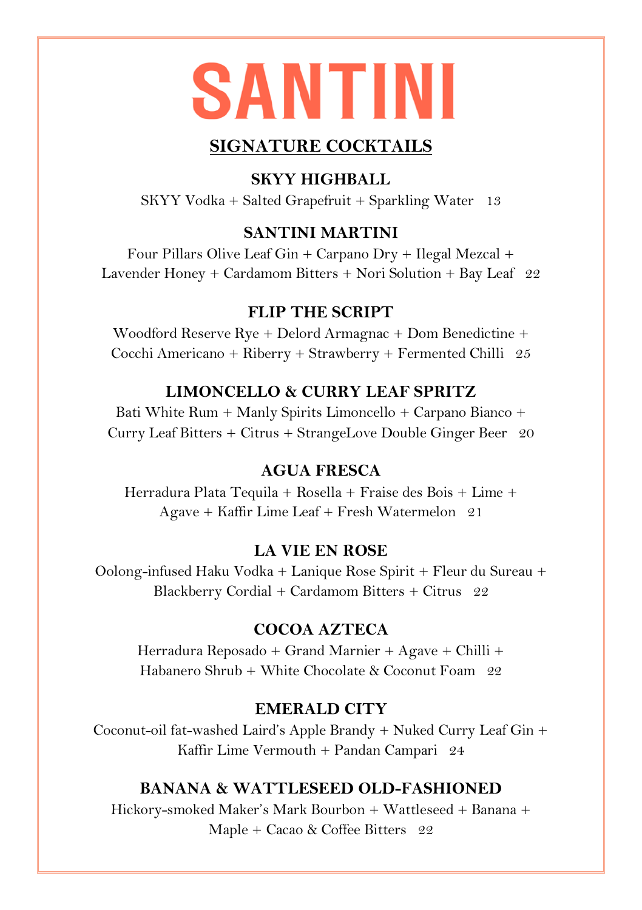# SANTINI

## SIGNATURE COCKTAILS

### SKYY HIGHBALL

SKYY Vodka + Salted Grapefruit + Sparkling Water 13

### SANTINI MARTINI

Four Pillars Olive Leaf Gin + Carpano Dry + Ilegal Mezcal + Lavender Honey + Cardamom Bitters + Nori Solution + Bay Leaf 22

### FLIP THE SCRIPT

Woodford Reserve Rye + Delord Armagnac + Dom Benedictine + Cocchi Americano + Riberry + Strawberry + Fermented Chilli 25

### LIMONCELLO & CURRY LEAF SPRITZ

Bati White Rum + Manly Spirits Limoncello + Carpano Bianco + Curry Leaf Bitters + Citrus + StrangeLove Double Ginger Beer 20

### AGUA FRESCA

Herradura Plata Tequila + Rosella + Fraise des Bois + Lime + Agave + Kaffir Lime Leaf + Fresh Watermelon 21

### LA VIE EN ROSE

Oolong-infused Haku Vodka + Lanique Rose Spirit + Fleur du Sureau + Blackberry Cordial + Cardamom Bitters + Citrus 22

### COCOA AZTECA

Herradura Reposado + Grand Marnier + Agave + Chilli + Habanero Shrub + White Chocolate & Coconut Foam 22

### EMERALD CITY

Coconut-oil fat-washed Laird's Apple Brandy + Nuked Curry Leaf Gin + Kaffir Lime Vermouth + Pandan Campari 24

### BANANA & WATTLESEED OLD-FASHIONED

Hickory-smoked Maker's Mark Bourbon + Wattleseed + Banana + Maple + Cacao & Coffee Bitters 22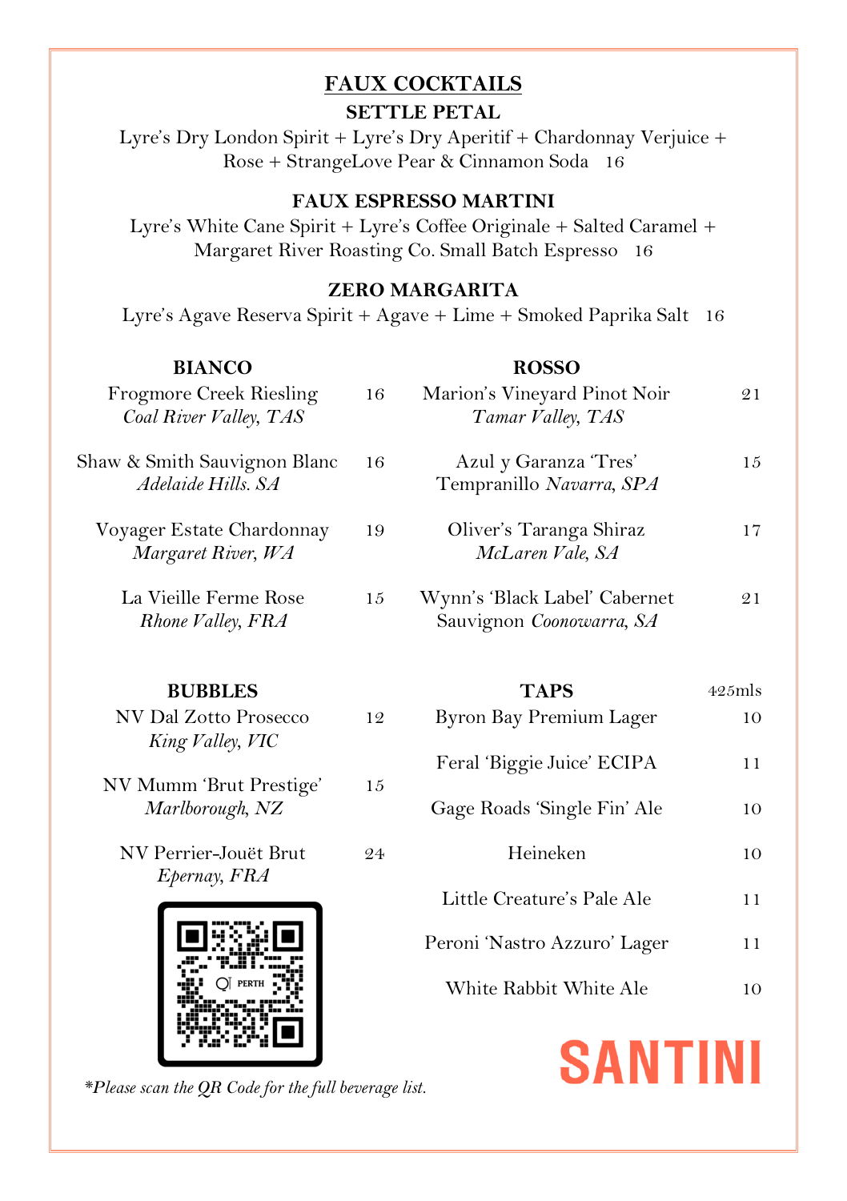## FAUX COCKTAILS

### SETTLE PETAL

Lyre's Dry London Spirit + Lyre's Dry Aperitif + Chardonnay Verjuice + Rose + StrangeLove Pear & Cinnamon Soda 16

### FAUX ESPRESSO MARTINI

Lyre's White Cane Spirit + Lyre's Coffee Originale + Salted Caramel + Margaret River Roasting Co. Small Batch Espresso 16

### ZERO MARGARITA

Lyre's Agave Reserva Spirit + Agave + Lime + Smoked Paprika Salt 16

### BIANCO

| | |
|---|---|
| Frogmore Creek Riesling *Coal River Valley, TAS* | 16 |
| Shaw & Smith Sauvignon Blanc *Adelaide Hills. SA* | 16 |
| Voyager Estate Chardonnay *Margaret River, WA* | 19 |
| La Vieille Ferme Rose *Rhone Valley, FRA* | 15 |

### ROSSO

| | |
|---|---|
| Marion's Vineyard Pinot Noir *Tamar Valley, TAS* | 21 |
| Azul y Garanza 'Tres' Tempranillo *Navarra, SPA* | 15 |
| Oliver's Taranga Shiraz *McLaren Vale, SA* | 17 |
| Wynn's 'Black Label' Cabernet Sauvignon *Coonowarra, SA* | 21 |

### BUBBLES

| | |
|---|---|
| NV Dal Zotto Prosecco *King Valley, VIC* | 12 |
| NV Mumm 'Brut Prestige' *Marlborough, NZ* | 15 |
| NV Perrier-Jouët Brut *Epernay, FRA* | 24 |

### TAPS

| | 425mls |
|---|---|
| Byron Bay Premium Lager | 10 |
| Feral 'Biggie Juice' ECIPA | 11 |
| Gage Roads 'Single Fin' Ale | 10 |
| Heineken | 10 |
| Little Creature's Pale Ale | 11 |
| Peroni 'Nastro Azzuro' Lager | 11 |
| White Rabbit White Ale | 10 |

*\*Please scan the QR Code for the full beverage list.*

SANTINI